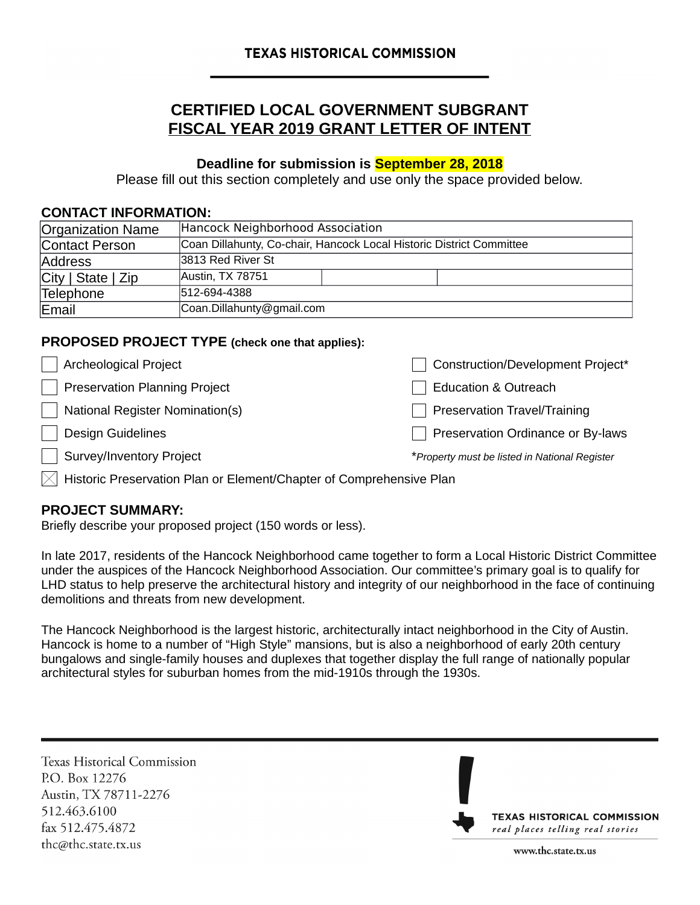TEXAS HISTORICAL COMMISSION

# CERTIFIED LOCAL GOVERNMENT SUBGRANT
# FISCAL YEAR 2019 GRANT LETTER OF INTENT

**Deadline for submission is September 28, 2018**

Please fill out this section completely and use only the space provided below.

## CONTACT INFORMATION:

| | | | |
|---|---|---|---|
| Organization Name | Hancock Neighborhood Association | | |
| Contact Person | Coan Dillahunty, Co-chair, Hancock Local Historic District Committee | | |
| Address | 3813 Red River St | | |
| City \| State \| Zip | Austin, TX 78751 | | |
| Telephone | 512-694-4388 | | |
| Email | Coan.Dillahunty@gmail.com | | |

## PROPOSED PROJECT TYPE (check one that applies):

- ☐ Archeological Project
- ☐ Preservation Planning Project
- ☐ National Register Nomination(s)
- ☐ Design Guidelines
- ☐ Survey/Inventory Project
- ☒ Historic Preservation Plan or Element/Chapter of Comprehensive Plan
- ☐ Construction/Development Project*
- ☐ Education & Outreach
- ☐ Preservation Travel/Training
- ☐ Preservation Ordinance or By-laws

**Property must be listed in National Register*

## PROJECT SUMMARY:

Briefly describe your proposed project (150 words or less).

In late 2017, residents of the Hancock Neighborhood came together to form a Local Historic District Committee under the auspices of the Hancock Neighborhood Association. Our committee's primary goal is to qualify for LHD status to help preserve the architectural history and integrity of our neighborhood in the face of continuing demolitions and threats from new development.

The Hancock Neighborhood is the largest historic, architecturally intact neighborhood in the City of Austin. Hancock is home to a number of "High Style" mansions, but is also a neighborhood of early 20th century bungalows and single-family houses and duplexes that together display the full range of nationally popular architectural styles for suburban homes from the mid-1910s through the 1930s.

Texas Historical Commission
P.O. Box 12276
Austin, TX 78711-2276
512.463.6100
fax 512.475.4872
thc@thc.state.tx.us

TEXAS HISTORICAL COMMISSION
*real places telling real stories*
www.thc.state.tx.us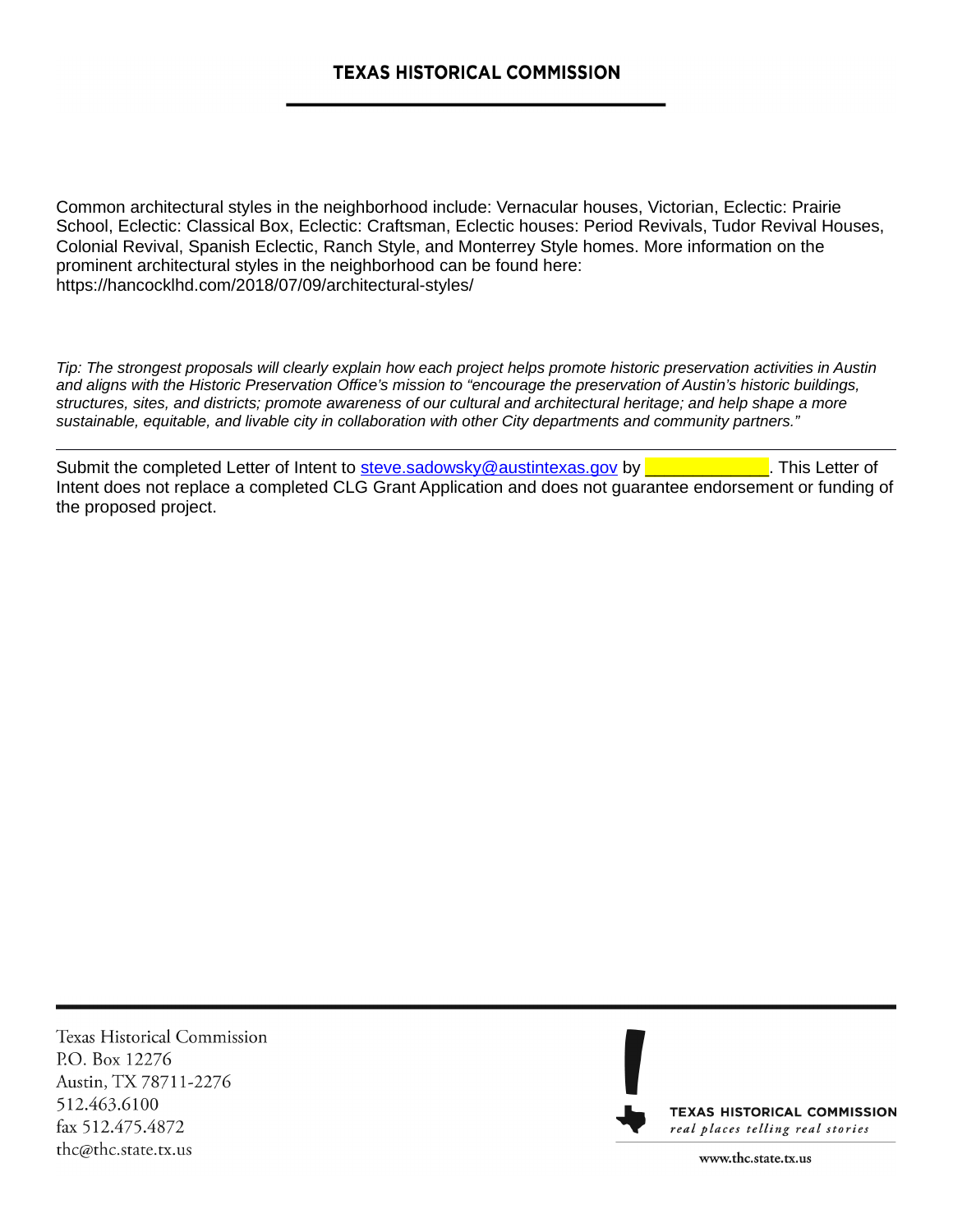Common architectural styles in the neighborhood include: Vernacular houses, Victorian, Eclectic: Prairie School, Eclectic: Classical Box, Eclectic: Craftsman, Eclectic houses: Period Revivals, Tudor Revival Houses, Colonial Revival, Spanish Eclectic, Ranch Style, and Monterrey Style homes. More information on the prominent architectural styles in the neighborhood can be found here: https://hancocklhd.com/2018/07/09/architectural-styles/

*Tip: The strongest proposals will clearly explain how each project helps promote historic preservation activities in Austin and aligns with the Historic Preservation Office's mission to "encourage the preservation of Austin's historic buildings, structures, sites, and districts; promote awareness of our cultural and architectural heritage; and help shape a more sustainable, equitable, and livable city in collaboration with other City departments and community partners."*

---

Submit the completed Letter of Intent to [steve.sadowsky@austintexas.gov](mailto:steve.sadowsky@austintexas.gov) by ______________. This Letter of Intent does not replace a completed CLG Grant Application and does not guarantee endorsement or funding of the proposed project.